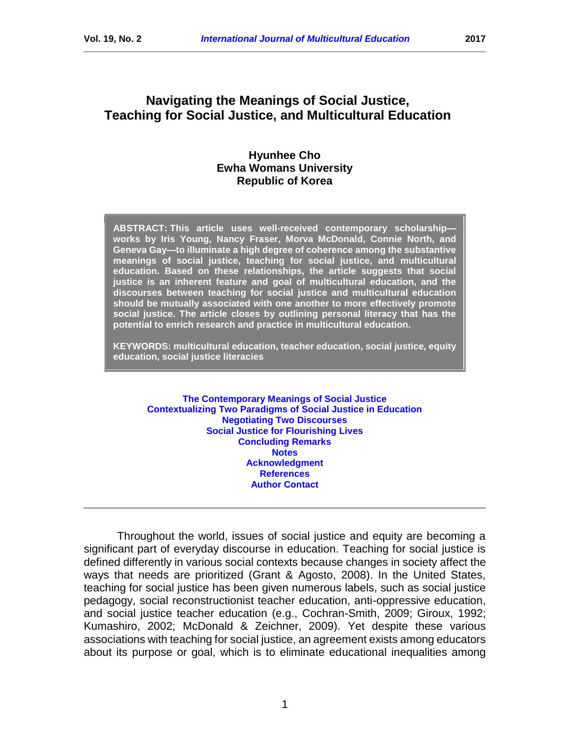# Navigating the Meanings of Social Justice, Teaching for Social Justice, and Multicultural Education

**Hyunhee Cho**
**Ewha Womans University**
**Republic of Korea**

**ABSTRACT: This article uses well-received contemporary scholarship—works by Iris Young, Nancy Fraser, Morva McDonald, Connie North, and Geneva Gay—to illuminate a high degree of coherence among the substantive meanings of social justice, teaching for social justice, and multicultural education. Based on these relationships, the article suggests that social justice is an inherent feature and goal of multicultural education, and the discourses between teaching for social justice and multicultural education should be mutually associated with one another to more effectively promote social justice. The article closes by outlining personal literacy that has the potential to enrich research and practice in multicultural education.**

**KEYWORDS: multicultural education, teacher education, social justice, equity education, social justice literacies**

- The Contemporary Meanings of Social Justice
- Contextualizing Two Paradigms of Social Justice in Education
- Negotiating Two Discourses
- Social Justice for Flourishing Lives
- Concluding Remarks
- Notes
- Acknowledgment
- References
- Author Contact

---

Throughout the world, issues of social justice and equity are becoming a significant part of everyday discourse in education. Teaching for social justice is defined differently in various social contexts because changes in society affect the ways that needs are prioritized (Grant & Agosto, 2008). In the United States, teaching for social justice has been given numerous labels, such as social justice pedagogy, social reconstructionist teacher education, anti-oppressive education, and social justice teacher education (e.g., Cochran-Smith, 2009; Giroux, 1992; Kumashiro, 2002; McDonald & Zeichner, 2009). Yet despite these various associations with teaching for social justice, an agreement exists among educators about its purpose or goal, which is to eliminate educational inequalities among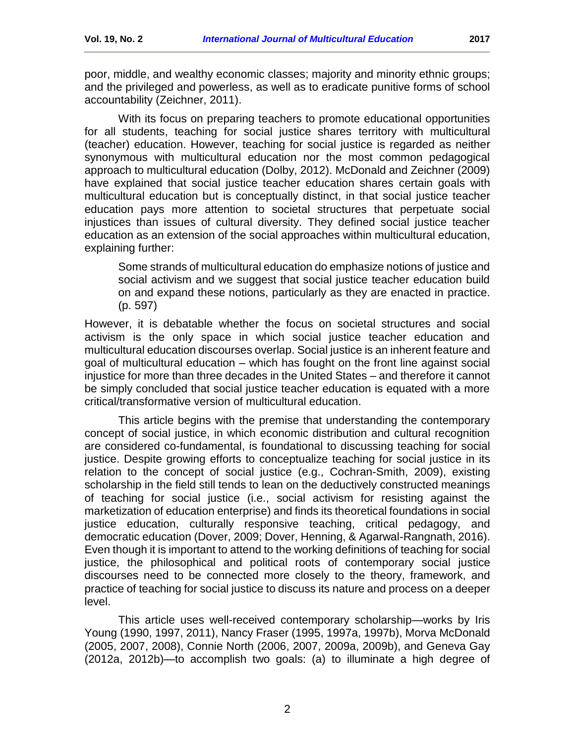poor, middle, and wealthy economic classes; majority and minority ethnic groups; and the privileged and powerless, as well as to eradicate punitive forms of school accountability (Zeichner, 2011).

With its focus on preparing teachers to promote educational opportunities for all students, teaching for social justice shares territory with multicultural (teacher) education. However, teaching for social justice is regarded as neither synonymous with multicultural education nor the most common pedagogical approach to multicultural education (Dolby, 2012). McDonald and Zeichner (2009) have explained that social justice teacher education shares certain goals with multicultural education but is conceptually distinct, in that social justice teacher education pays more attention to societal structures that perpetuate social injustices than issues of cultural diversity. They defined social justice teacher education as an extension of the social approaches within multicultural education, explaining further:

> Some strands of multicultural education do emphasize notions of justice and social activism and we suggest that social justice teacher education build on and expand these notions, particularly as they are enacted in practice. (p. 597)

However, it is debatable whether the focus on societal structures and social activism is the only space in which social justice teacher education and multicultural education discourses overlap. Social justice is an inherent feature and goal of multicultural education – which has fought on the front line against social injustice for more than three decades in the United States – and therefore it cannot be simply concluded that social justice teacher education is equated with a more critical/transformative version of multicultural education.

This article begins with the premise that understanding the contemporary concept of social justice, in which economic distribution and cultural recognition are considered co-fundamental, is foundational to discussing teaching for social justice. Despite growing efforts to conceptualize teaching for social justice in its relation to the concept of social justice (e.g., Cochran-Smith, 2009), existing scholarship in the field still tends to lean on the deductively constructed meanings of teaching for social justice (i.e., social activism for resisting against the marketization of education enterprise) and finds its theoretical foundations in social justice education, culturally responsive teaching, critical pedagogy, and democratic education (Dover, 2009; Dover, Henning, & Agarwal-Rangnath, 2016). Even though it is important to attend to the working definitions of teaching for social justice, the philosophical and political roots of contemporary social justice discourses need to be connected more closely to the theory, framework, and practice of teaching for social justice to discuss its nature and process on a deeper level.

This article uses well-received contemporary scholarship—works by Iris Young (1990, 1997, 2011), Nancy Fraser (1995, 1997a, 1997b), Morva McDonald (2005, 2007, 2008), Connie North (2006, 2007, 2009a, 2009b), and Geneva Gay (2012a, 2012b)—to accomplish two goals: (a) to illuminate a high degree of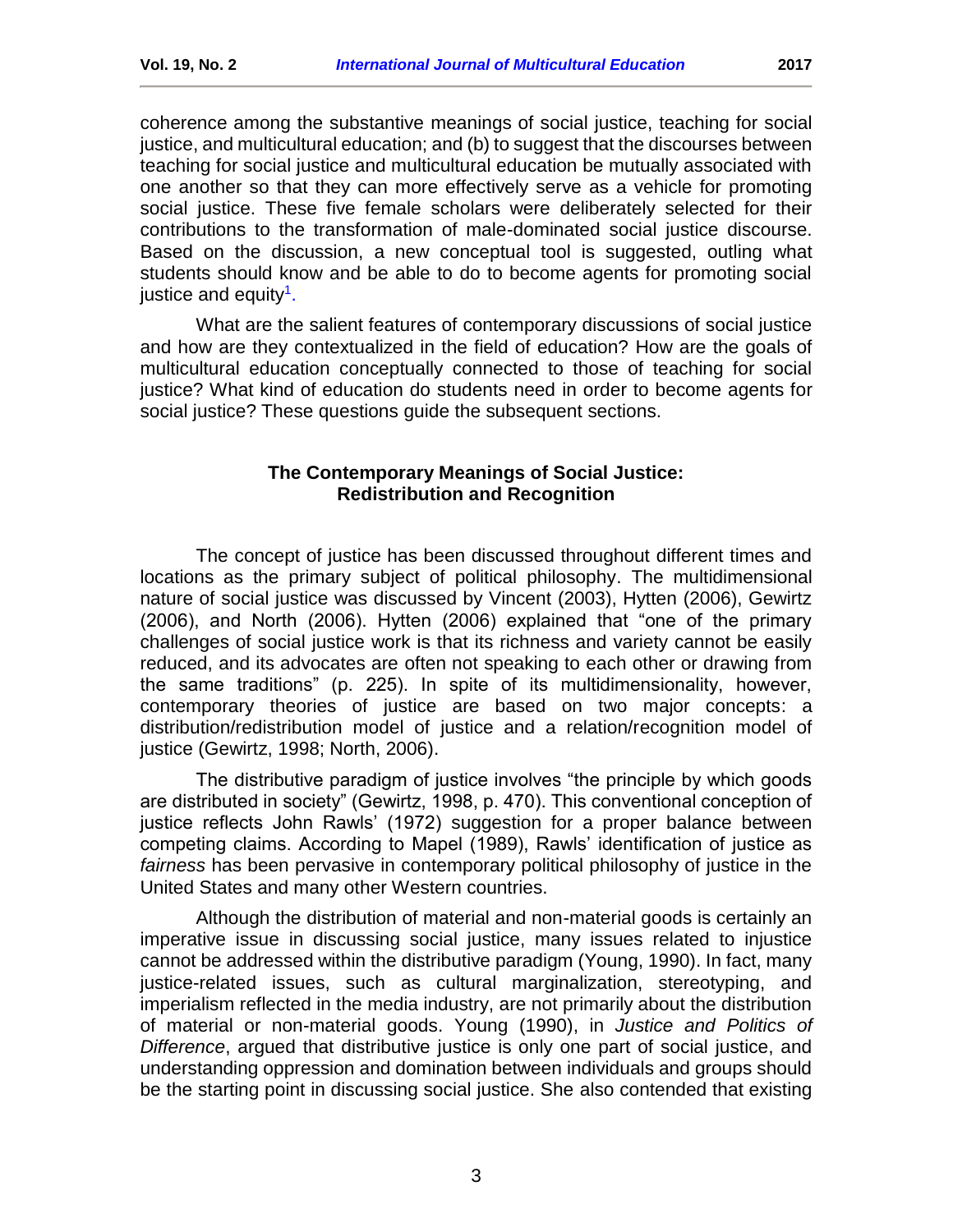coherence among the substantive meanings of social justice, teaching for social justice, and multicultural education; and (b) to suggest that the discourses between teaching for social justice and multicultural education be mutually associated with one another so that they can more effectively serve as a vehicle for promoting social justice. These five female scholars were deliberately selected for their contributions to the transformation of male-dominated social justice discourse. Based on the discussion, a new conceptual tool is suggested, outling what students should know and be able to do to become agents for promoting social justice and equity[1].

What are the salient features of contemporary discussions of social justice and how are they contextualized in the field of education? How are the goals of multicultural education conceptually connected to those of teaching for social justice? What kind of education do students need in order to become agents for social justice? These questions guide the subsequent sections.

## The Contemporary Meanings of Social Justice: Redistribution and Recognition

The concept of justice has been discussed throughout different times and locations as the primary subject of political philosophy. The multidimensional nature of social justice was discussed by Vincent (2003), Hytten (2006), Gewirtz (2006), and North (2006). Hytten (2006) explained that "one of the primary challenges of social justice work is that its richness and variety cannot be easily reduced, and its advocates are often not speaking to each other or drawing from the same traditions" (p. 225). In spite of its multidimensionality, however, contemporary theories of justice are based on two major concepts: a distribution/redistribution model of justice and a relation/recognition model of justice (Gewirtz, 1998; North, 2006).

The distributive paradigm of justice involves "the principle by which goods are distributed in society" (Gewirtz, 1998, p. 470). This conventional conception of justice reflects John Rawls' (1972) suggestion for a proper balance between competing claims. According to Mapel (1989), Rawls' identification of justice as *fairness* has been pervasive in contemporary political philosophy of justice in the United States and many other Western countries.

Although the distribution of material and non-material goods is certainly an imperative issue in discussing social justice, many issues related to injustice cannot be addressed within the distributive paradigm (Young, 1990). In fact, many justice-related issues, such as cultural marginalization, stereotyping, and imperialism reflected in the media industry, are not primarily about the distribution of material or non-material goods. Young (1990), in *Justice and Politics of Difference*, argued that distributive justice is only one part of social justice, and understanding oppression and domination between individuals and groups should be the starting point in discussing social justice. She also contended that existing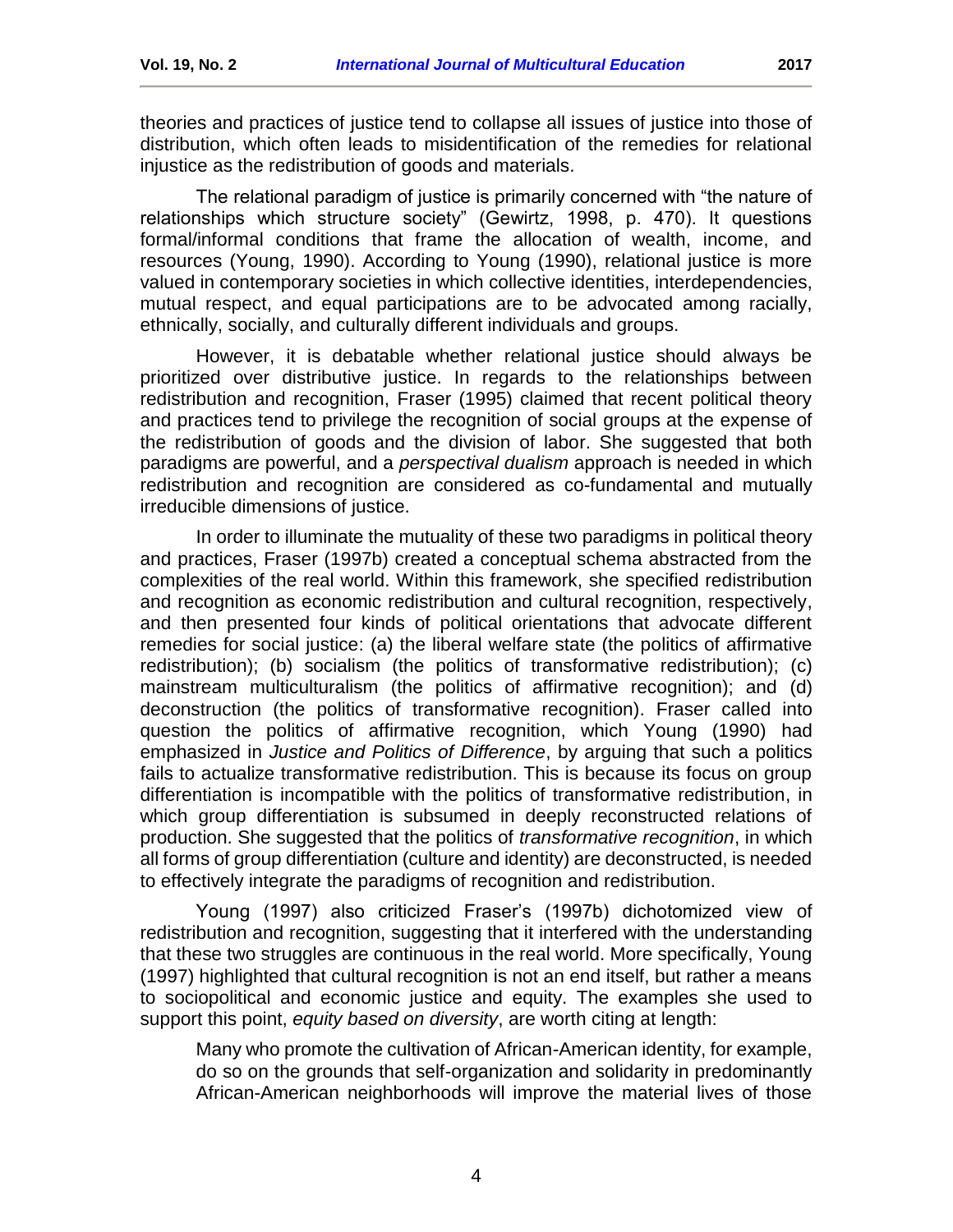theories and practices of justice tend to collapse all issues of justice into those of distribution, which often leads to misidentification of the remedies for relational injustice as the redistribution of goods and materials.

The relational paradigm of justice is primarily concerned with "the nature of relationships which structure society" (Gewirtz, 1998, p. 470). It questions formal/informal conditions that frame the allocation of wealth, income, and resources (Young, 1990). According to Young (1990), relational justice is more valued in contemporary societies in which collective identities, interdependencies, mutual respect, and equal participations are to be advocated among racially, ethnically, socially, and culturally different individuals and groups.

However, it is debatable whether relational justice should always be prioritized over distributive justice. In regards to the relationships between redistribution and recognition, Fraser (1995) claimed that recent political theory and practices tend to privilege the recognition of social groups at the expense of the redistribution of goods and the division of labor. She suggested that both paradigms are powerful, and a *perspectival dualism* approach is needed in which redistribution and recognition are considered as co-fundamental and mutually irreducible dimensions of justice.

In order to illuminate the mutuality of these two paradigms in political theory and practices, Fraser (1997b) created a conceptual schema abstracted from the complexities of the real world. Within this framework, she specified redistribution and recognition as economic redistribution and cultural recognition, respectively, and then presented four kinds of political orientations that advocate different remedies for social justice: (a) the liberal welfare state (the politics of affirmative redistribution); (b) socialism (the politics of transformative redistribution); (c) mainstream multiculturalism (the politics of affirmative recognition); and (d) deconstruction (the politics of transformative recognition). Fraser called into question the politics of affirmative recognition, which Young (1990) had emphasized in *Justice and Politics of Difference*, by arguing that such a politics fails to actualize transformative redistribution. This is because its focus on group differentiation is incompatible with the politics of transformative redistribution, in which group differentiation is subsumed in deeply reconstructed relations of production. She suggested that the politics of *transformative recognition*, in which all forms of group differentiation (culture and identity) are deconstructed, is needed to effectively integrate the paradigms of recognition and redistribution.

Young (1997) also criticized Fraser's (1997b) dichotomized view of redistribution and recognition, suggesting that it interfered with the understanding that these two struggles are continuous in the real world. More specifically, Young (1997) highlighted that cultural recognition is not an end itself, but rather a means to sociopolitical and economic justice and equity. The examples she used to support this point, *equity based on diversity*, are worth citing at length:

> Many who promote the cultivation of African-American identity, for example, do so on the grounds that self-organization and solidarity in predominantly African-American neighborhoods will improve the material lives of those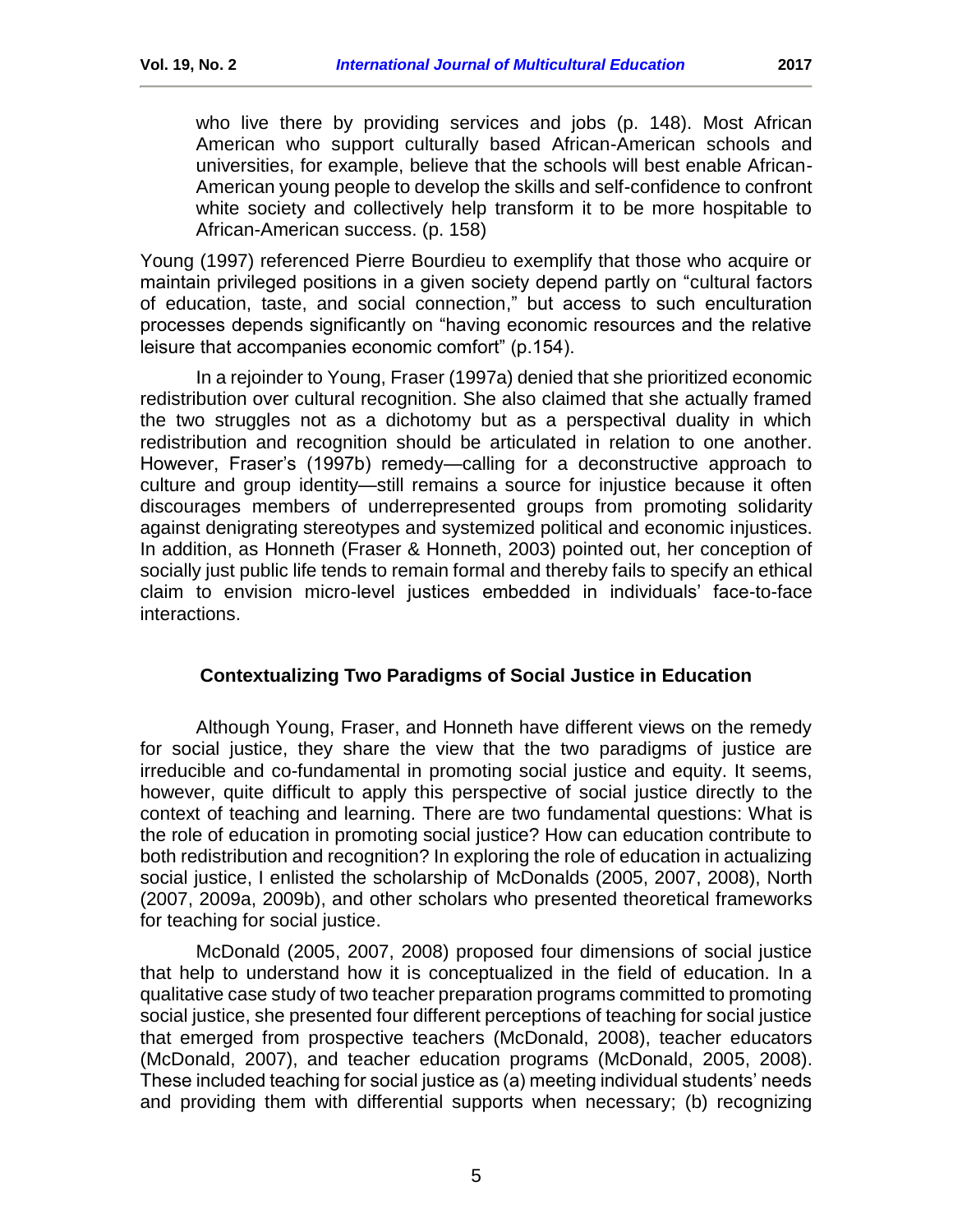> who live there by providing services and jobs (p. 148). Most African American who support culturally based African-American schools and universities, for example, believe that the schools will best enable African-American young people to develop the skills and self-confidence to confront white society and collectively help transform it to be more hospitable to African-American success. (p. 158)

Young (1997) referenced Pierre Bourdieu to exemplify that those who acquire or maintain privileged positions in a given society depend partly on "cultural factors of education, taste, and social connection," but access to such enculturation processes depends significantly on "having economic resources and the relative leisure that accompanies economic comfort" (p.154).

In a rejoinder to Young, Fraser (1997a) denied that she prioritized economic redistribution over cultural recognition. She also claimed that she actually framed the two struggles not as a dichotomy but as a perspectival duality in which redistribution and recognition should be articulated in relation to one another. However, Fraser's (1997b) remedy—calling for a deconstructive approach to culture and group identity—still remains a source for injustice because it often discourages members of underrepresented groups from promoting solidarity against denigrating stereotypes and systemized political and economic injustices. In addition, as Honneth (Fraser & Honneth, 2003) pointed out, her conception of socially just public life tends to remain formal and thereby fails to specify an ethical claim to envision micro-level justices embedded in individuals' face-to-face interactions.

## Contextualizing Two Paradigms of Social Justice in Education

Although Young, Fraser, and Honneth have different views on the remedy for social justice, they share the view that the two paradigms of justice are irreducible and co-fundamental in promoting social justice and equity. It seems, however, quite difficult to apply this perspective of social justice directly to the context of teaching and learning. There are two fundamental questions: What is the role of education in promoting social justice? How can education contribute to both redistribution and recognition? In exploring the role of education in actualizing social justice, I enlisted the scholarship of McDonalds (2005, 2007, 2008), North (2007, 2009a, 2009b), and other scholars who presented theoretical frameworks for teaching for social justice.

McDonald (2005, 2007, 2008) proposed four dimensions of social justice that help to understand how it is conceptualized in the field of education. In a qualitative case study of two teacher preparation programs committed to promoting social justice, she presented four different perceptions of teaching for social justice that emerged from prospective teachers (McDonald, 2008), teacher educators (McDonald, 2007), and teacher education programs (McDonald, 2005, 2008). These included teaching for social justice as (a) meeting individual students' needs and providing them with differential supports when necessary; (b) recognizing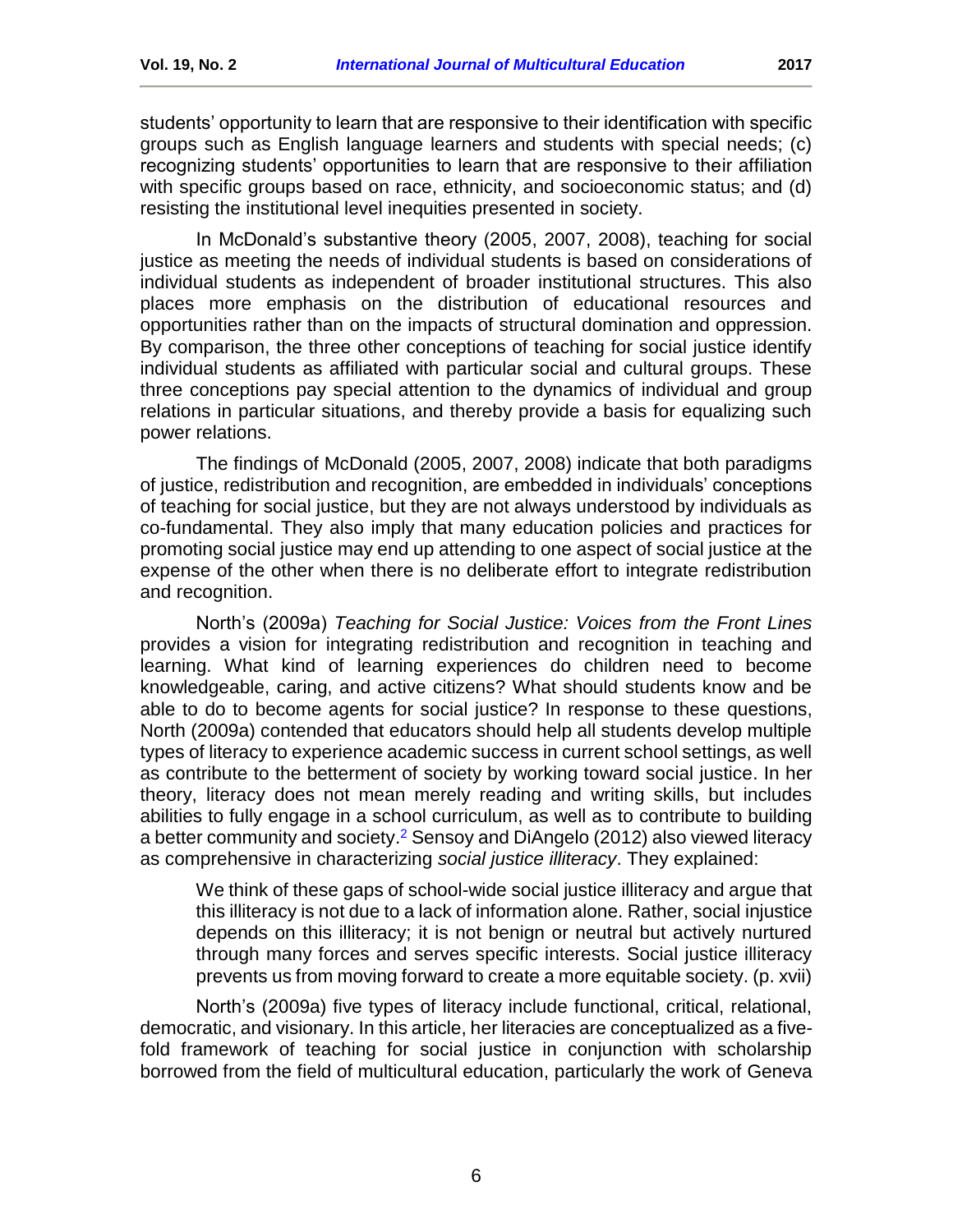students' opportunity to learn that are responsive to their identification with specific groups such as English language learners and students with special needs; (c) recognizing students' opportunities to learn that are responsive to their affiliation with specific groups based on race, ethnicity, and socioeconomic status; and (d) resisting the institutional level inequities presented in society.

In McDonald's substantive theory (2005, 2007, 2008), teaching for social justice as meeting the needs of individual students is based on considerations of individual students as independent of broader institutional structures. This also places more emphasis on the distribution of educational resources and opportunities rather than on the impacts of structural domination and oppression. By comparison, the three other conceptions of teaching for social justice identify individual students as affiliated with particular social and cultural groups. These three conceptions pay special attention to the dynamics of individual and group relations in particular situations, and thereby provide a basis for equalizing such power relations.

The findings of McDonald (2005, 2007, 2008) indicate that both paradigms of justice, redistribution and recognition, are embedded in individuals' conceptions of teaching for social justice, but they are not always understood by individuals as co-fundamental. They also imply that many education policies and practices for promoting social justice may end up attending to one aspect of social justice at the expense of the other when there is no deliberate effort to integrate redistribution and recognition.

North's (2009a) *Teaching for Social Justice: Voices from the Front Lines* provides a vision for integrating redistribution and recognition in teaching and learning. What kind of learning experiences do children need to become knowledgeable, caring, and active citizens? What should students know and be able to do to become agents for social justice? In response to these questions, North (2009a) contended that educators should help all students develop multiple types of literacy to experience academic success in current school settings, as well as contribute to the betterment of society by working toward social justice. In her theory, literacy does not mean merely reading and writing skills, but includes abilities to fully engage in a school curriculum, as well as to contribute to building a better community and society.[2] Sensoy and DiAngelo (2012) also viewed literacy as comprehensive in characterizing *social justice illiteracy*. They explained:

> We think of these gaps of school-wide social justice illiteracy and argue that this illiteracy is not due to a lack of information alone. Rather, social injustice depends on this illiteracy; it is not benign or neutral but actively nurtured through many forces and serves specific interests. Social justice illiteracy prevents us from moving forward to create a more equitable society. (p. xvii)

North's (2009a) five types of literacy include functional, critical, relational, democratic, and visionary. In this article, her literacies are conceptualized as a five-fold framework of teaching for social justice in conjunction with scholarship borrowed from the field of multicultural education, particularly the work of Geneva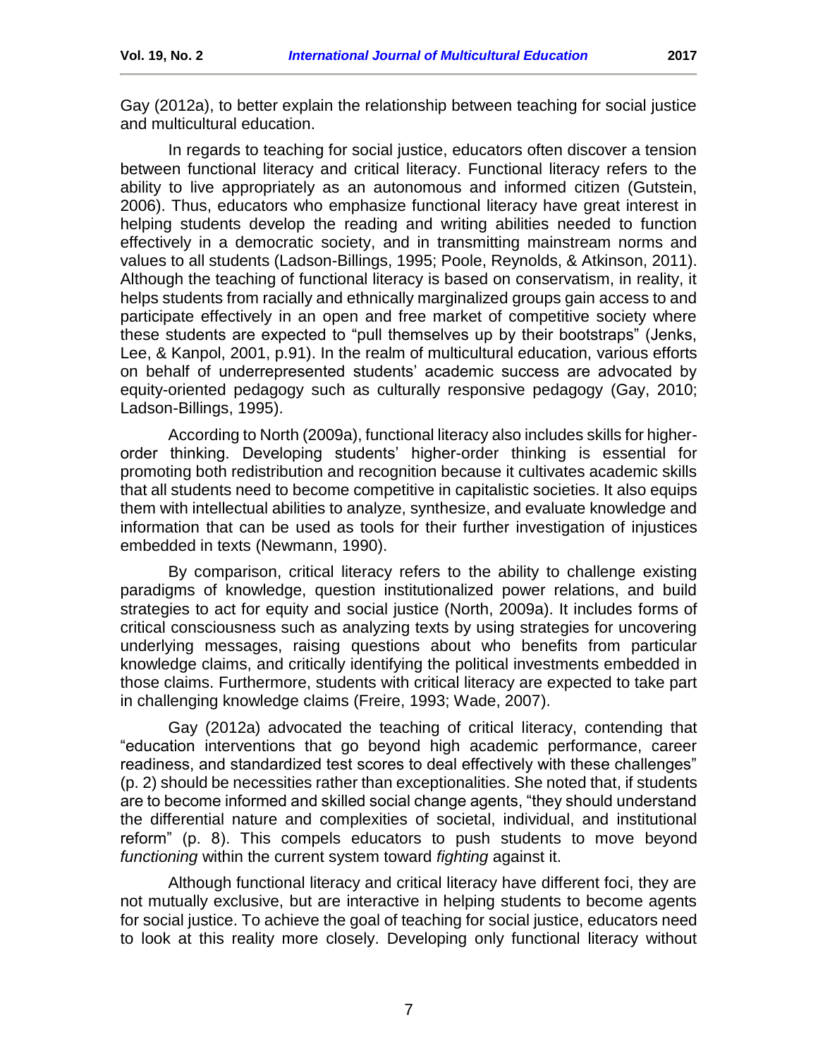Gay (2012a), to better explain the relationship between teaching for social justice and multicultural education.

In regards to teaching for social justice, educators often discover a tension between functional literacy and critical literacy. Functional literacy refers to the ability to live appropriately as an autonomous and informed citizen (Gutstein, 2006). Thus, educators who emphasize functional literacy have great interest in helping students develop the reading and writing abilities needed to function effectively in a democratic society, and in transmitting mainstream norms and values to all students (Ladson-Billings, 1995; Poole, Reynolds, & Atkinson, 2011). Although the teaching of functional literacy is based on conservatism, in reality, it helps students from racially and ethnically marginalized groups gain access to and participate effectively in an open and free market of competitive society where these students are expected to "pull themselves up by their bootstraps" (Jenks, Lee, & Kanpol, 2001, p.91). In the realm of multicultural education, various efforts on behalf of underrepresented students' academic success are advocated by equity-oriented pedagogy such as culturally responsive pedagogy (Gay, 2010; Ladson-Billings, 1995).

According to North (2009a), functional literacy also includes skills for higher-order thinking. Developing students' higher-order thinking is essential for promoting both redistribution and recognition because it cultivates academic skills that all students need to become competitive in capitalistic societies. It also equips them with intellectual abilities to analyze, synthesize, and evaluate knowledge and information that can be used as tools for their further investigation of injustices embedded in texts (Newmann, 1990).

By comparison, critical literacy refers to the ability to challenge existing paradigms of knowledge, question institutionalized power relations, and build strategies to act for equity and social justice (North, 2009a). It includes forms of critical consciousness such as analyzing texts by using strategies for uncovering underlying messages, raising questions about who benefits from particular knowledge claims, and critically identifying the political investments embedded in those claims. Furthermore, students with critical literacy are expected to take part in challenging knowledge claims (Freire, 1993; Wade, 2007).

Gay (2012a) advocated the teaching of critical literacy, contending that "education interventions that go beyond high academic performance, career readiness, and standardized test scores to deal effectively with these challenges" (p. 2) should be necessities rather than exceptionalities. She noted that, if students are to become informed and skilled social change agents, "they should understand the differential nature and complexities of societal, individual, and institutional reform" (p. 8). This compels educators to push students to move beyond *functioning* within the current system toward *fighting* against it.

Although functional literacy and critical literacy have different foci, they are not mutually exclusive, but are interactive in helping students to become agents for social justice. To achieve the goal of teaching for social justice, educators need to look at this reality more closely. Developing only functional literacy without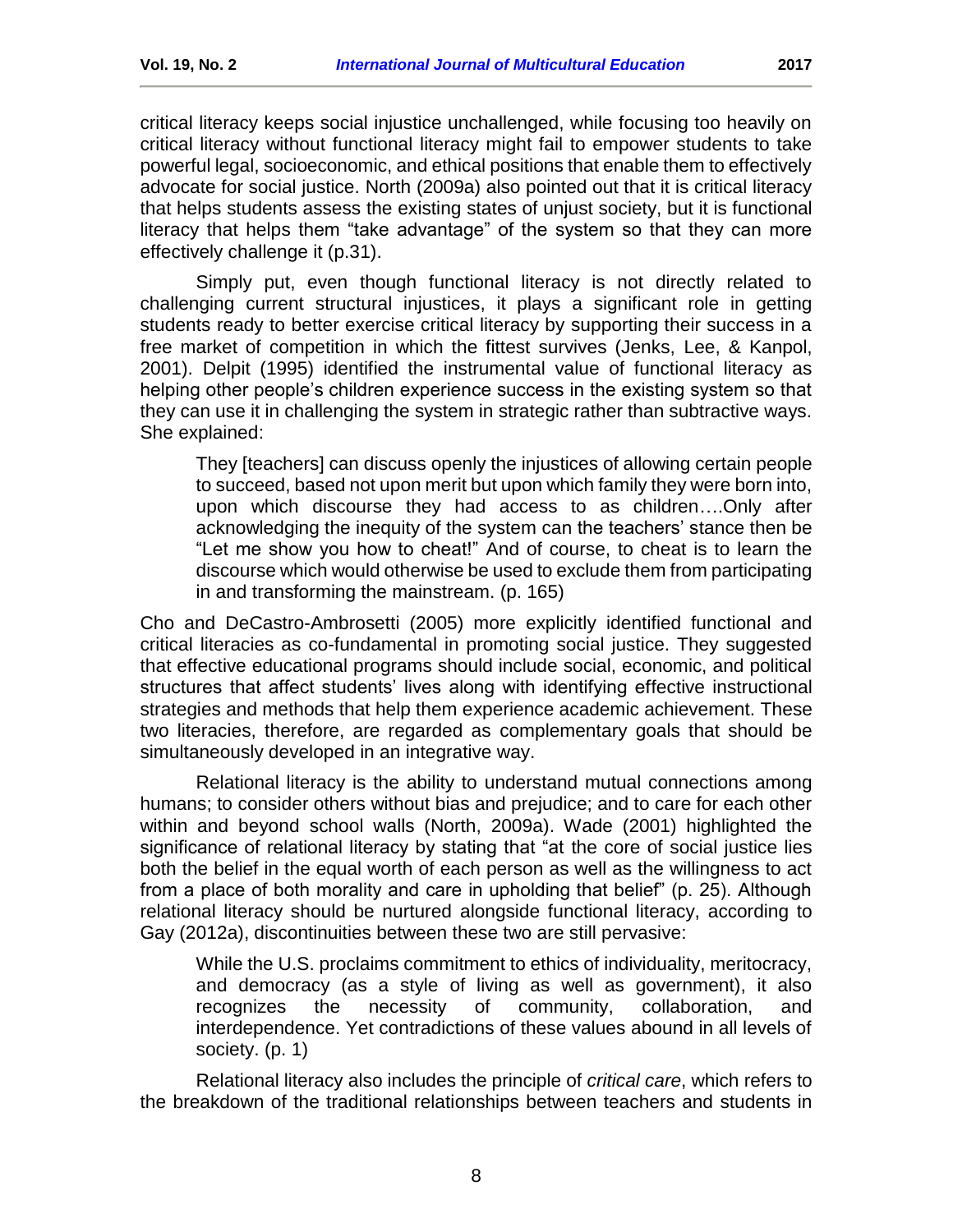critical literacy keeps social injustice unchallenged, while focusing too heavily on critical literacy without functional literacy might fail to empower students to take powerful legal, socioeconomic, and ethical positions that enable them to effectively advocate for social justice. North (2009a) also pointed out that it is critical literacy that helps students assess the existing states of unjust society, but it is functional literacy that helps them "take advantage" of the system so that they can more effectively challenge it (p.31).

Simply put, even though functional literacy is not directly related to challenging current structural injustices, it plays a significant role in getting students ready to better exercise critical literacy by supporting their success in a free market of competition in which the fittest survives (Jenks, Lee, & Kanpol, 2001). Delpit (1995) identified the instrumental value of functional literacy as helping other people's children experience success in the existing system so that they can use it in challenging the system in strategic rather than subtractive ways. She explained:

> They [teachers] can discuss openly the injustices of allowing certain people to succeed, based not upon merit but upon which family they were born into, upon which discourse they had access to as children….Only after acknowledging the inequity of the system can the teachers' stance then be "Let me show you how to cheat!" And of course, to cheat is to learn the discourse which would otherwise be used to exclude them from participating in and transforming the mainstream. (p. 165)

Cho and DeCastro-Ambrosetti (2005) more explicitly identified functional and critical literacies as co-fundamental in promoting social justice. They suggested that effective educational programs should include social, economic, and political structures that affect students' lives along with identifying effective instructional strategies and methods that help them experience academic achievement. These two literacies, therefore, are regarded as complementary goals that should be simultaneously developed in an integrative way.

Relational literacy is the ability to understand mutual connections among humans; to consider others without bias and prejudice; and to care for each other within and beyond school walls (North, 2009a). Wade (2001) highlighted the significance of relational literacy by stating that "at the core of social justice lies both the belief in the equal worth of each person as well as the willingness to act from a place of both morality and care in upholding that belief" (p. 25). Although relational literacy should be nurtured alongside functional literacy, according to Gay (2012a), discontinuities between these two are still pervasive:

> While the U.S. proclaims commitment to ethics of individuality, meritocracy, and democracy (as a style of living as well as government), it also recognizes the necessity of community, collaboration, and interdependence. Yet contradictions of these values abound in all levels of society. (p. 1)

Relational literacy also includes the principle of *critical care*, which refers to the breakdown of the traditional relationships between teachers and students in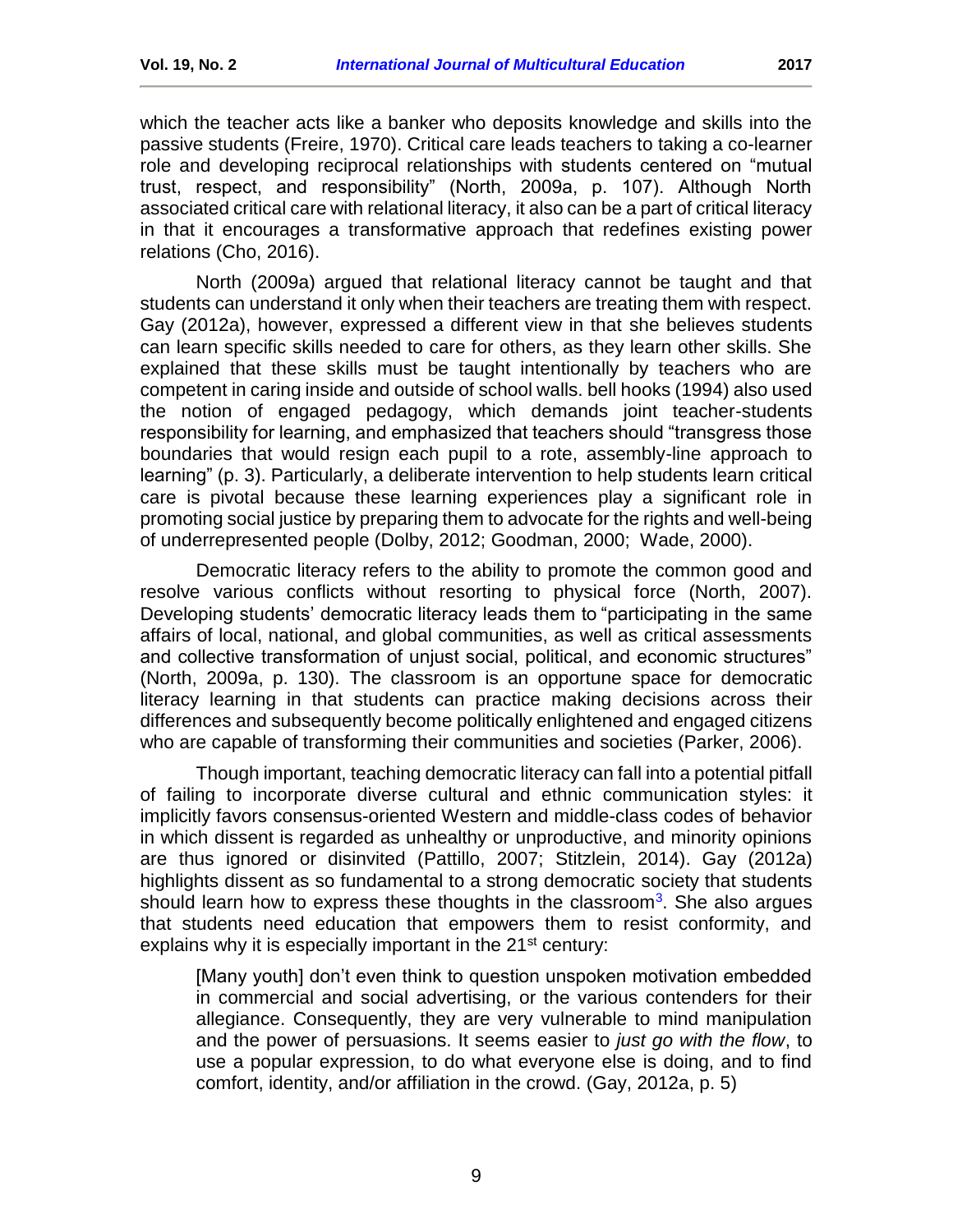which the teacher acts like a banker who deposits knowledge and skills into the passive students (Freire, 1970). Critical care leads teachers to taking a co-learner role and developing reciprocal relationships with students centered on "mutual trust, respect, and responsibility" (North, 2009a, p. 107). Although North associated critical care with relational literacy, it also can be a part of critical literacy in that it encourages a transformative approach that redefines existing power relations (Cho, 2016).

North (2009a) argued that relational literacy cannot be taught and that students can understand it only when their teachers are treating them with respect. Gay (2012a), however, expressed a different view in that she believes students can learn specific skills needed to care for others, as they learn other skills. She explained that these skills must be taught intentionally by teachers who are competent in caring inside and outside of school walls. bell hooks (1994) also used the notion of engaged pedagogy, which demands joint teacher-students responsibility for learning, and emphasized that teachers should "transgress those boundaries that would resign each pupil to a rote, assembly-line approach to learning" (p. 3). Particularly, a deliberate intervention to help students learn critical care is pivotal because these learning experiences play a significant role in promoting social justice by preparing them to advocate for the rights and well-being of underrepresented people (Dolby, 2012; Goodman, 2000; Wade, 2000).

Democratic literacy refers to the ability to promote the common good and resolve various conflicts without resorting to physical force (North, 2007). Developing students' democratic literacy leads them to "participating in the same affairs of local, national, and global communities, as well as critical assessments and collective transformation of unjust social, political, and economic structures" (North, 2009a, p. 130). The classroom is an opportune space for democratic literacy learning in that students can practice making decisions across their differences and subsequently become politically enlightened and engaged citizens who are capable of transforming their communities and societies (Parker, 2006).

Though important, teaching democratic literacy can fall into a potential pitfall of failing to incorporate diverse cultural and ethnic communication styles: it implicitly favors consensus-oriented Western and middle-class codes of behavior in which dissent is regarded as unhealthy or unproductive, and minority opinions are thus ignored or disinvited (Pattillo, 2007; Stitzlein, 2014). Gay (2012a) highlights dissent as so fundamental to a strong democratic society that students should learn how to express these thoughts in the classroom[3]. She also argues that students need education that empowers them to resist conformity, and explains why it is especially important in the 21st century:

> [Many youth] don't even think to question unspoken motivation embedded in commercial and social advertising, or the various contenders for their allegiance. Consequently, they are very vulnerable to mind manipulation and the power of persuasions. It seems easier to *just go with the flow*, to use a popular expression, to do what everyone else is doing, and to find comfort, identity, and/or affiliation in the crowd. (Gay, 2012a, p. 5)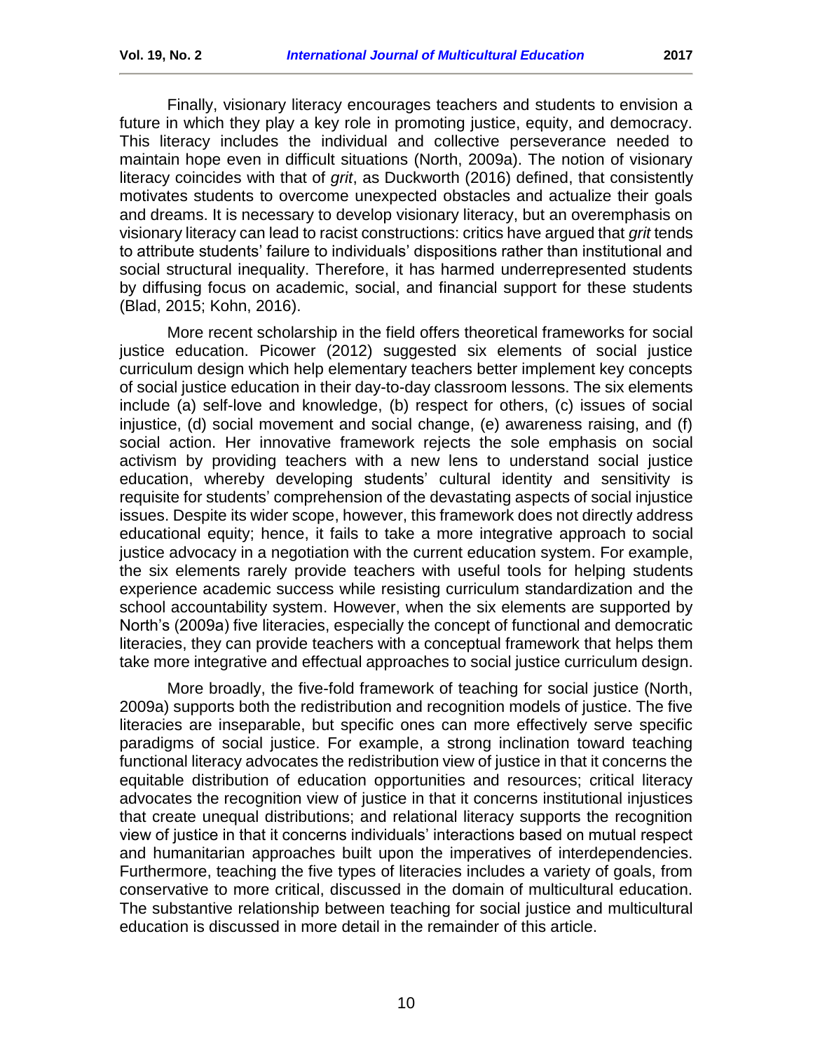Finally, visionary literacy encourages teachers and students to envision a future in which they play a key role in promoting justice, equity, and democracy. This literacy includes the individual and collective perseverance needed to maintain hope even in difficult situations (North, 2009a). The notion of visionary literacy coincides with that of *grit*, as Duckworth (2016) defined, that consistently motivates students to overcome unexpected obstacles and actualize their goals and dreams. It is necessary to develop visionary literacy, but an overemphasis on visionary literacy can lead to racist constructions: critics have argued that *grit* tends to attribute students' failure to individuals' dispositions rather than institutional and social structural inequality. Therefore, it has harmed underrepresented students by diffusing focus on academic, social, and financial support for these students (Blad, 2015; Kohn, 2016).

More recent scholarship in the field offers theoretical frameworks for social justice education. Picower (2012) suggested six elements of social justice curriculum design which help elementary teachers better implement key concepts of social justice education in their day-to-day classroom lessons. The six elements include (a) self-love and knowledge, (b) respect for others, (c) issues of social injustice, (d) social movement and social change, (e) awareness raising, and (f) social action. Her innovative framework rejects the sole emphasis on social activism by providing teachers with a new lens to understand social justice education, whereby developing students' cultural identity and sensitivity is requisite for students' comprehension of the devastating aspects of social injustice issues. Despite its wider scope, however, this framework does not directly address educational equity; hence, it fails to take a more integrative approach to social justice advocacy in a negotiation with the current education system. For example, the six elements rarely provide teachers with useful tools for helping students experience academic success while resisting curriculum standardization and the school accountability system. However, when the six elements are supported by North's (2009a) five literacies, especially the concept of functional and democratic literacies, they can provide teachers with a conceptual framework that helps them take more integrative and effectual approaches to social justice curriculum design.

More broadly, the five-fold framework of teaching for social justice (North, 2009a) supports both the redistribution and recognition models of justice. The five literacies are inseparable, but specific ones can more effectively serve specific paradigms of social justice. For example, a strong inclination toward teaching functional literacy advocates the redistribution view of justice in that it concerns the equitable distribution of education opportunities and resources; critical literacy advocates the recognition view of justice in that it concerns institutional injustices that create unequal distributions; and relational literacy supports the recognition view of justice in that it concerns individuals' interactions based on mutual respect and humanitarian approaches built upon the imperatives of interdependencies. Furthermore, teaching the five types of literacies includes a variety of goals, from conservative to more critical, discussed in the domain of multicultural education. The substantive relationship between teaching for social justice and multicultural education is discussed in more detail in the remainder of this article.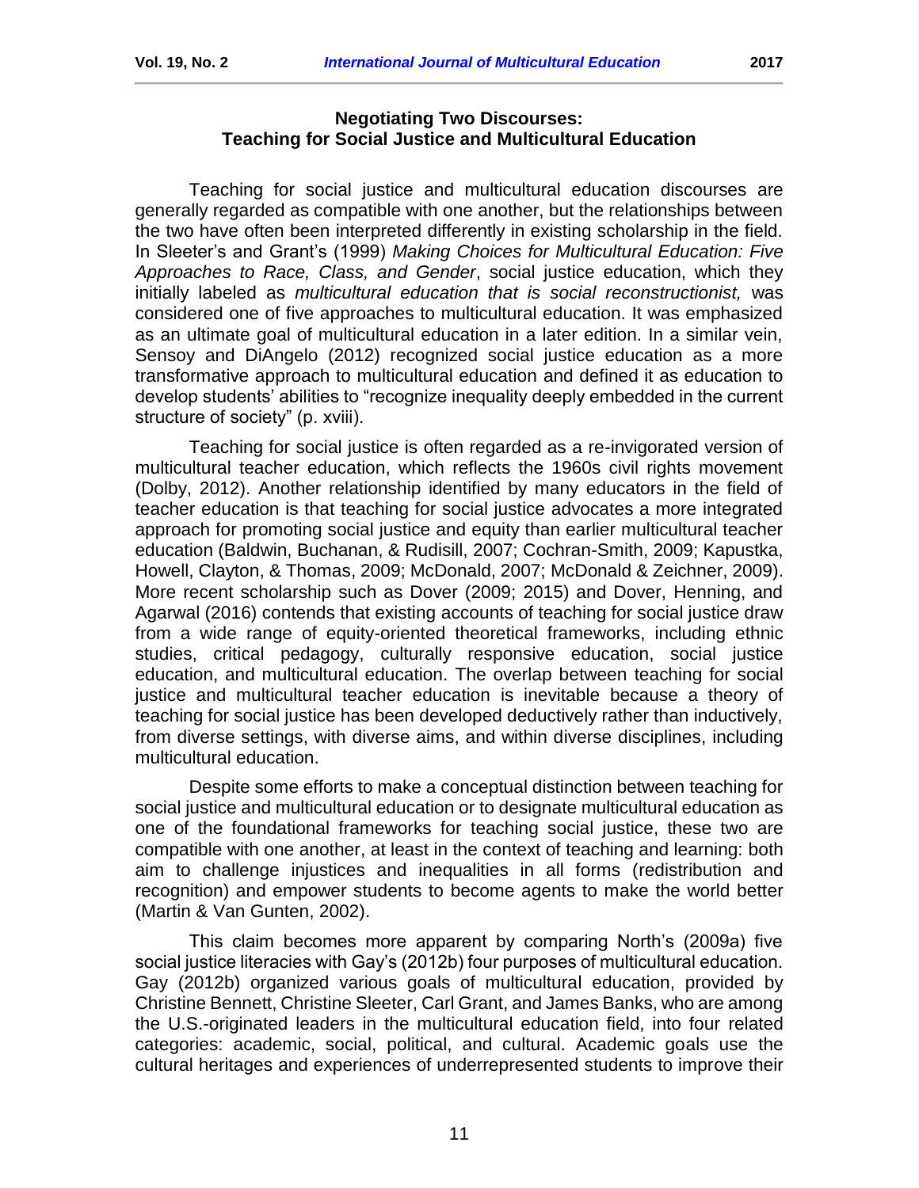## Negotiating Two Discourses: Teaching for Social Justice and Multicultural Education

Teaching for social justice and multicultural education discourses are generally regarded as compatible with one another, but the relationships between the two have often been interpreted differently in existing scholarship in the field. In Sleeter's and Grant's (1999) *Making Choices for Multicultural Education: Five Approaches to Race, Class, and Gender*, social justice education, which they initially labeled as *multicultural education that is social reconstructionist,* was considered one of five approaches to multicultural education. It was emphasized as an ultimate goal of multicultural education in a later edition. In a similar vein, Sensoy and DiAngelo (2012) recognized social justice education as a more transformative approach to multicultural education and defined it as education to develop students' abilities to "recognize inequality deeply embedded in the current structure of society" (p. xviii).

Teaching for social justice is often regarded as a re-invigorated version of multicultural teacher education, which reflects the 1960s civil rights movement (Dolby, 2012). Another relationship identified by many educators in the field of teacher education is that teaching for social justice advocates a more integrated approach for promoting social justice and equity than earlier multicultural teacher education (Baldwin, Buchanan, & Rudisill, 2007; Cochran-Smith, 2009; Kapustka, Howell, Clayton, & Thomas, 2009; McDonald, 2007; McDonald & Zeichner, 2009). More recent scholarship such as Dover (2009; 2015) and Dover, Henning, and Agarwal (2016) contends that existing accounts of teaching for social justice draw from a wide range of equity-oriented theoretical frameworks, including ethnic studies, critical pedagogy, culturally responsive education, social justice education, and multicultural education. The overlap between teaching for social justice and multicultural teacher education is inevitable because a theory of teaching for social justice has been developed deductively rather than inductively, from diverse settings, with diverse aims, and within diverse disciplines, including multicultural education.

Despite some efforts to make a conceptual distinction between teaching for social justice and multicultural education or to designate multicultural education as one of the foundational frameworks for teaching social justice, these two are compatible with one another, at least in the context of teaching and learning: both aim to challenge injustices and inequalities in all forms (redistribution and recognition) and empower students to become agents to make the world better (Martin & Van Gunten, 2002).

This claim becomes more apparent by comparing North's (2009a) five social justice literacies with Gay's (2012b) four purposes of multicultural education. Gay (2012b) organized various goals of multicultural education, provided by Christine Bennett, Christine Sleeter, Carl Grant, and James Banks, who are among the U.S.-originated leaders in the multicultural education field, into four related categories: academic, social, political, and cultural. Academic goals use the cultural heritages and experiences of underrepresented students to improve their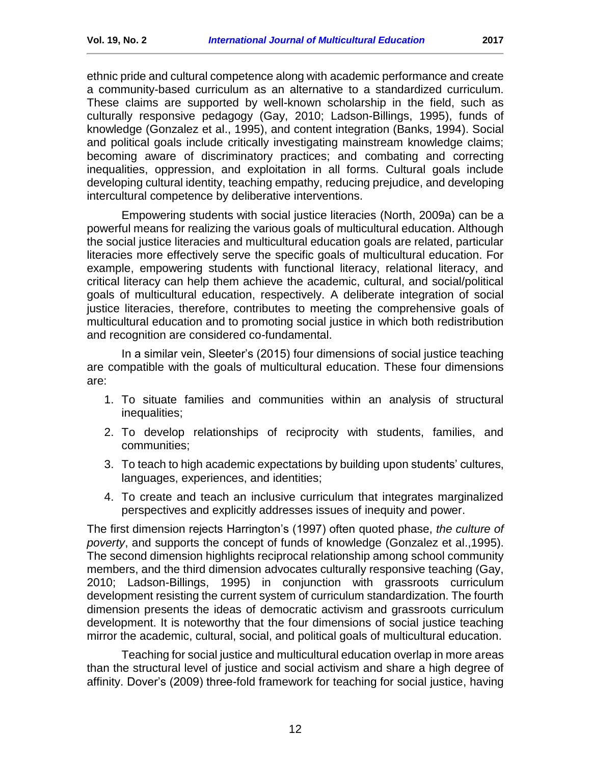ethnic pride and cultural competence along with academic performance and create a community-based curriculum as an alternative to a standardized curriculum. These claims are supported by well-known scholarship in the field, such as culturally responsive pedagogy (Gay, 2010; Ladson-Billings, 1995), funds of knowledge (Gonzalez et al., 1995), and content integration (Banks, 1994). Social and political goals include critically investigating mainstream knowledge claims; becoming aware of discriminatory practices; and combating and correcting inequalities, oppression, and exploitation in all forms. Cultural goals include developing cultural identity, teaching empathy, reducing prejudice, and developing intercultural competence by deliberative interventions.

Empowering students with social justice literacies (North, 2009a) can be a powerful means for realizing the various goals of multicultural education. Although the social justice literacies and multicultural education goals are related, particular literacies more effectively serve the specific goals of multicultural education. For example, empowering students with functional literacy, relational literacy, and critical literacy can help them achieve the academic, cultural, and social/political goals of multicultural education, respectively. A deliberate integration of social justice literacies, therefore, contributes to meeting the comprehensive goals of multicultural education and to promoting social justice in which both redistribution and recognition are considered co-fundamental.

In a similar vein, Sleeter's (2015) four dimensions of social justice teaching are compatible with the goals of multicultural education. These four dimensions are:

1. To situate families and communities within an analysis of structural inequalities;
2. To develop relationships of reciprocity with students, families, and communities;
3. To teach to high academic expectations by building upon students' cultures, languages, experiences, and identities;
4. To create and teach an inclusive curriculum that integrates marginalized perspectives and explicitly addresses issues of inequity and power.

The first dimension rejects Harrington's (1997) often quoted phase, *the culture of poverty*, and supports the concept of funds of knowledge (Gonzalez et al.,1995). The second dimension highlights reciprocal relationship among school community members, and the third dimension advocates culturally responsive teaching (Gay, 2010; Ladson-Billings, 1995) in conjunction with grassroots curriculum development resisting the current system of curriculum standardization. The fourth dimension presents the ideas of democratic activism and grassroots curriculum development. It is noteworthy that the four dimensions of social justice teaching mirror the academic, cultural, social, and political goals of multicultural education.

Teaching for social justice and multicultural education overlap in more areas than the structural level of justice and social activism and share a high degree of affinity. Dover's (2009) three-fold framework for teaching for social justice, having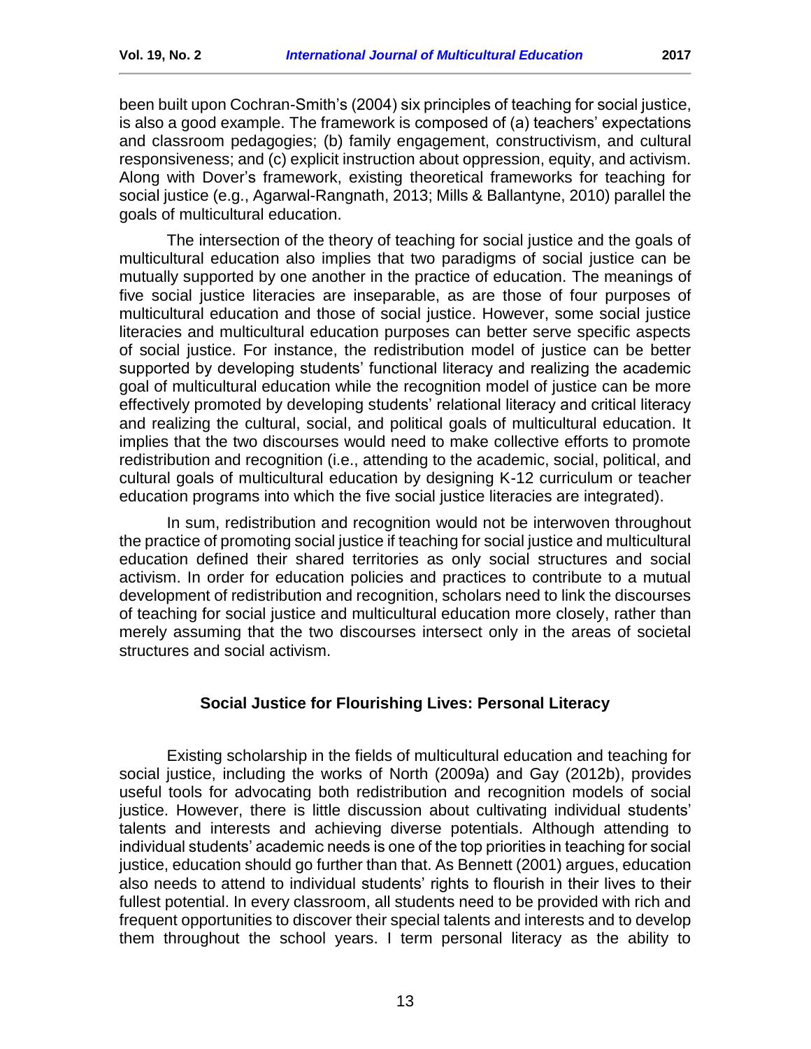been built upon Cochran-Smith's (2004) six principles of teaching for social justice, is also a good example. The framework is composed of (a) teachers' expectations and classroom pedagogies; (b) family engagement, constructivism, and cultural responsiveness; and (c) explicit instruction about oppression, equity, and activism. Along with Dover's framework, existing theoretical frameworks for teaching for social justice (e.g., Agarwal-Rangnath, 2013; Mills & Ballantyne, 2010) parallel the goals of multicultural education.

The intersection of the theory of teaching for social justice and the goals of multicultural education also implies that two paradigms of social justice can be mutually supported by one another in the practice of education. The meanings of five social justice literacies are inseparable, as are those of four purposes of multicultural education and those of social justice. However, some social justice literacies and multicultural education purposes can better serve specific aspects of social justice. For instance, the redistribution model of justice can be better supported by developing students' functional literacy and realizing the academic goal of multicultural education while the recognition model of justice can be more effectively promoted by developing students' relational literacy and critical literacy and realizing the cultural, social, and political goals of multicultural education. It implies that the two discourses would need to make collective efforts to promote redistribution and recognition (i.e., attending to the academic, social, political, and cultural goals of multicultural education by designing K-12 curriculum or teacher education programs into which the five social justice literacies are integrated).

In sum, redistribution and recognition would not be interwoven throughout the practice of promoting social justice if teaching for social justice and multicultural education defined their shared territories as only social structures and social activism. In order for education policies and practices to contribute to a mutual development of redistribution and recognition, scholars need to link the discourses of teaching for social justice and multicultural education more closely, rather than merely assuming that the two discourses intersect only in the areas of societal structures and social activism.

## Social Justice for Flourishing Lives: Personal Literacy

Existing scholarship in the fields of multicultural education and teaching for social justice, including the works of North (2009a) and Gay (2012b), provides useful tools for advocating both redistribution and recognition models of social justice. However, there is little discussion about cultivating individual students' talents and interests and achieving diverse potentials. Although attending to individual students' academic needs is one of the top priorities in teaching for social justice, education should go further than that. As Bennett (2001) argues, education also needs to attend to individual students' rights to flourish in their lives to their fullest potential. In every classroom, all students need to be provided with rich and frequent opportunities to discover their special talents and interests and to develop them throughout the school years. I term personal literacy as the ability to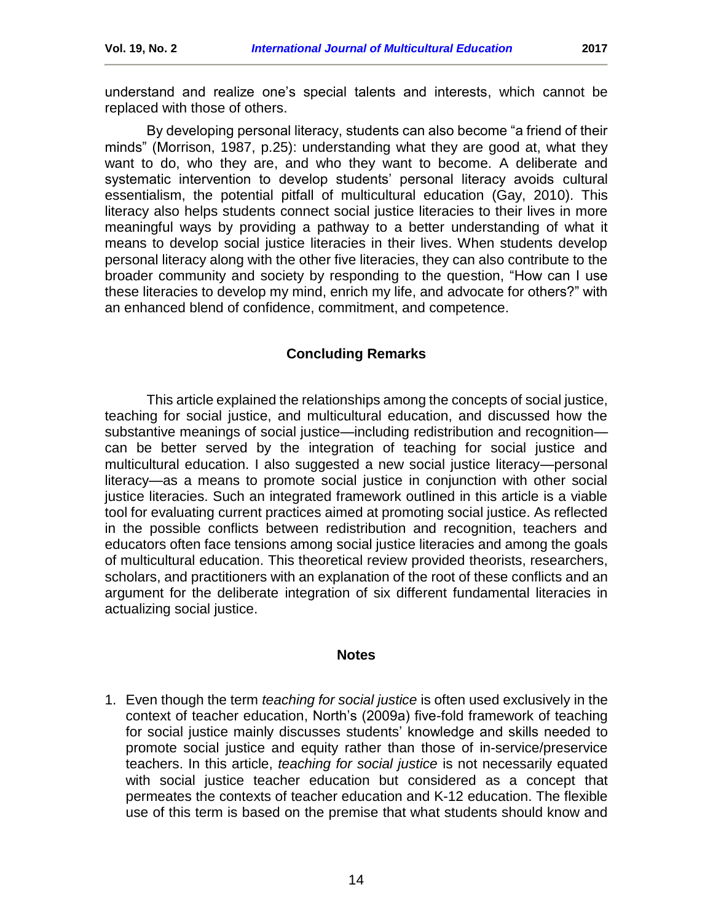understand and realize one's special talents and interests, which cannot be replaced with those of others.

By developing personal literacy, students can also become "a friend of their minds" (Morrison, 1987, p.25): understanding what they are good at, what they want to do, who they are, and who they want to become. A deliberate and systematic intervention to develop students' personal literacy avoids cultural essentialism, the potential pitfall of multicultural education (Gay, 2010). This literacy also helps students connect social justice literacies to their lives in more meaningful ways by providing a pathway to a better understanding of what it means to develop social justice literacies in their lives. When students develop personal literacy along with the other five literacies, they can also contribute to the broader community and society by responding to the question, "How can I use these literacies to develop my mind, enrich my life, and advocate for others?" with an enhanced blend of confidence, commitment, and competence.

## Concluding Remarks

This article explained the relationships among the concepts of social justice, teaching for social justice, and multicultural education, and discussed how the substantive meanings of social justice—including redistribution and recognition—can be better served by the integration of teaching for social justice and multicultural education. I also suggested a new social justice literacy—personal literacy—as a means to promote social justice in conjunction with other social justice literacies. Such an integrated framework outlined in this article is a viable tool for evaluating current practices aimed at promoting social justice. As reflected in the possible conflicts between redistribution and recognition, teachers and educators often face tensions among social justice literacies and among the goals of multicultural education. This theoretical review provided theorists, researchers, scholars, and practitioners with an explanation of the root of these conflicts and an argument for the deliberate integration of six different fundamental literacies in actualizing social justice.

## Notes

1. Even though the term *teaching for social justice* is often used exclusively in the context of teacher education, North's (2009a) five-fold framework of teaching for social justice mainly discusses students' knowledge and skills needed to promote social justice and equity rather than those of in-service/preservice teachers. In this article, *teaching for social justice* is not necessarily equated with social justice teacher education but considered as a concept that permeates the contexts of teacher education and K-12 education. The flexible use of this term is based on the premise that what students should know and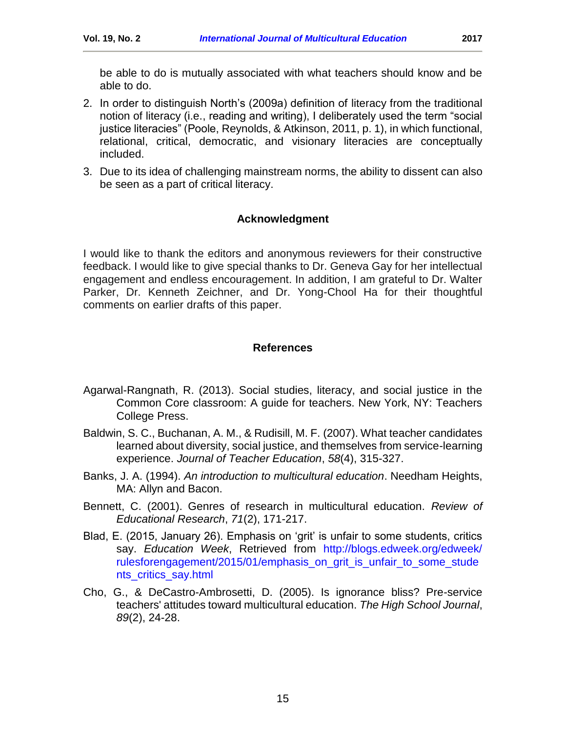be able to do is mutually associated with what teachers should know and be able to do.

2. In order to distinguish North's (2009a) definition of literacy from the traditional notion of literacy (i.e., reading and writing), I deliberately used the term "social justice literacies" (Poole, Reynolds, & Atkinson, 2011, p. 1), in which functional, relational, critical, democratic, and visionary literacies are conceptually included.
3. Due to its idea of challenging mainstream norms, the ability to dissent can also be seen as a part of critical literacy.

## Acknowledgment

I would like to thank the editors and anonymous reviewers for their constructive feedback. I would like to give special thanks to Dr. Geneva Gay for her intellectual engagement and endless encouragement. In addition, I am grateful to Dr. Walter Parker, Dr. Kenneth Zeichner, and Dr. Yong-Chool Ha for their thoughtful comments on earlier drafts of this paper.

## References

Agarwal-Rangnath, R. (2013). Social studies, literacy, and social justice in the Common Core classroom: A guide for teachers. New York, NY: Teachers College Press.

Baldwin, S. C., Buchanan, A. M., & Rudisill, M. F. (2007). What teacher candidates learned about diversity, social justice, and themselves from service-learning experience. *Journal of Teacher Education*, *58*(4), 315-327.

Banks, J. A. (1994). *An introduction to multicultural education*. Needham Heights, MA: Allyn and Bacon.

Bennett, C. (2001). Genres of research in multicultural education. *Review of Educational Research*, *71*(2), 171-217.

Blad, E. (2015, January 26). Emphasis on 'grit' is unfair to some students, critics say. *Education Week*, Retrieved from http://blogs.edweek.org/edweek/rulesforengagement/2015/01/emphasis_on_grit_is_unfair_to_some_students_critics_say.html

Cho, G., & DeCastro-Ambrosetti, D. (2005). Is ignorance bliss? Pre-service teachers' attitudes toward multicultural education. *The High School Journal*, *89*(2), 24-28.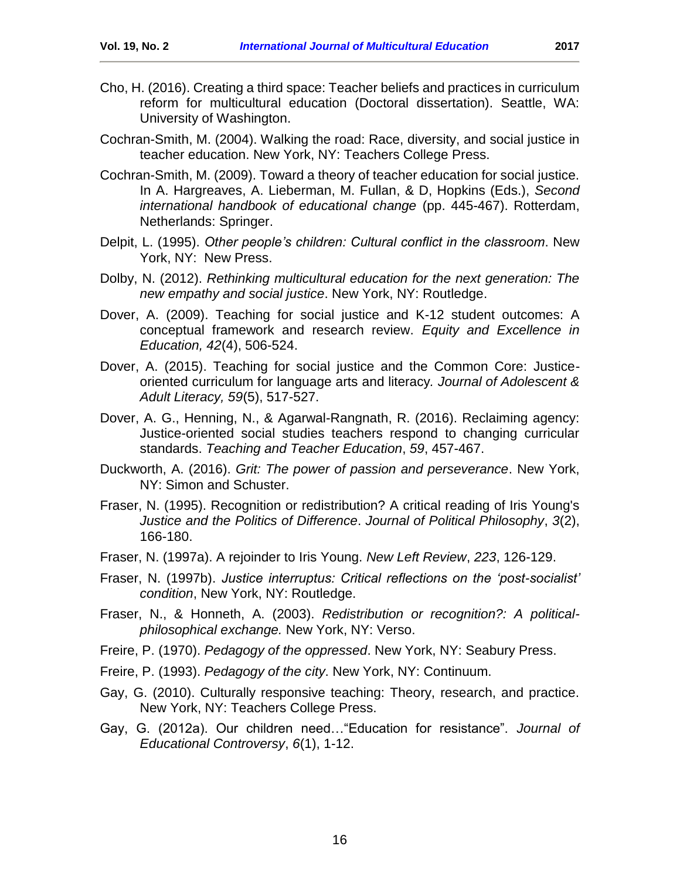Cho, H. (2016). Creating a third space: Teacher beliefs and practices in curriculum reform for multicultural education (Doctoral dissertation). Seattle, WA: University of Washington.

Cochran-Smith, M. (2004). Walking the road: Race, diversity, and social justice in teacher education. New York, NY: Teachers College Press.

Cochran-Smith, M. (2009). Toward a theory of teacher education for social justice. In A. Hargreaves, A. Lieberman, M. Fullan, & D, Hopkins (Eds.), *Second international handbook of educational change* (pp. 445-467). Rotterdam, Netherlands: Springer.

Delpit, L. (1995). *Other people's children: Cultural conflict in the classroom*. New York, NY: New Press.

Dolby, N. (2012). *Rethinking multicultural education for the next generation: The new empathy and social justice*. New York, NY: Routledge.

Dover, A. (2009). Teaching for social justice and K-12 student outcomes: A conceptual framework and research review. *Equity and Excellence in Education, 42*(4), 506-524.

Dover, A. (2015). Teaching for social justice and the Common Core: Justice-oriented curriculum for language arts and literacy. *Journal of Adolescent & Adult Literacy, 59*(5), 517-527.

Dover, A. G., Henning, N., & Agarwal-Rangnath, R. (2016). Reclaiming agency: Justice-oriented social studies teachers respond to changing curricular standards. *Teaching and Teacher Education*, *59*, 457-467.

Duckworth, A. (2016). *Grit: The power of passion and perseverance*. New York, NY: Simon and Schuster.

Fraser, N. (1995). Recognition or redistribution? A critical reading of Iris Young's *Justice and the Politics of Difference*. *Journal of Political Philosophy*, *3*(2), 166-180.

Fraser, N. (1997a). A rejoinder to Iris Young. *New Left Review*, *223*, 126-129.

Fraser, N. (1997b). *Justice interruptus: Critical reflections on the 'post-socialist' condition*, New York, NY: Routledge.

Fraser, N., & Honneth, A. (2003). *Redistribution or recognition?: A political-philosophical exchange.* New York, NY: Verso.

Freire, P. (1970). *Pedagogy of the oppressed*. New York, NY: Seabury Press.

Freire, P. (1993). *Pedagogy of the city*. New York, NY: Continuum.

Gay, G. (2010). Culturally responsive teaching: Theory, research, and practice. New York, NY: Teachers College Press.

Gay, G. (2012a). Our children need…"Education for resistance". *Journal of Educational Controversy*, *6*(1), 1-12.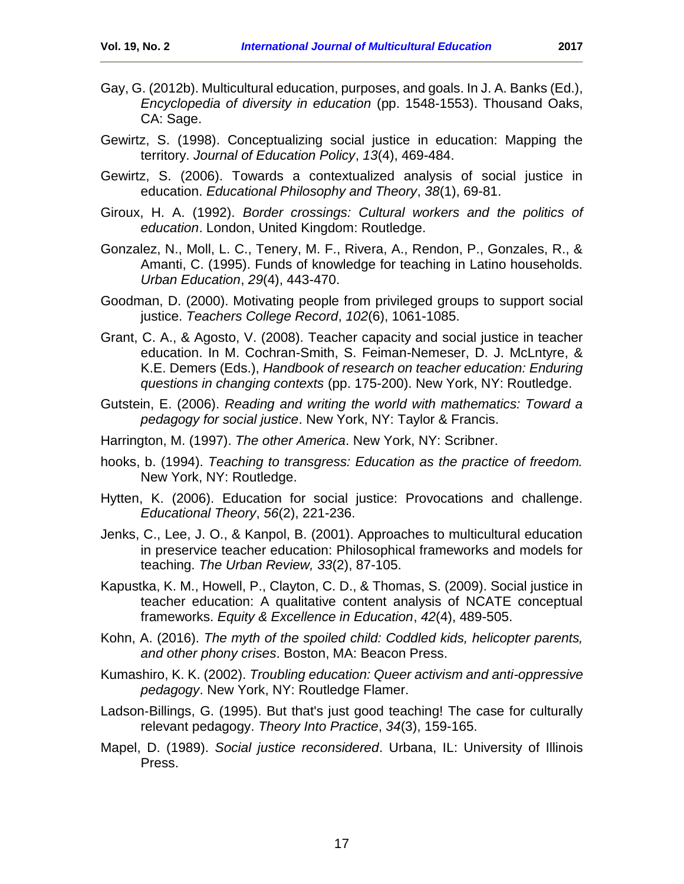Gay, G. (2012b). Multicultural education, purposes, and goals. In J. A. Banks (Ed.), *Encyclopedia of diversity in education* (pp. 1548-1553). Thousand Oaks, CA: Sage.

Gewirtz, S. (1998). Conceptualizing social justice in education: Mapping the territory. *Journal of Education Policy*, *13*(4), 469-484.

Gewirtz, S. (2006). Towards a contextualized analysis of social justice in education. *Educational Philosophy and Theory*, *38*(1), 69-81.

Giroux, H. A. (1992). *Border crossings: Cultural workers and the politics of education*. London, United Kingdom: Routledge.

Gonzalez, N., Moll, L. C., Tenery, M. F., Rivera, A., Rendon, P., Gonzales, R., & Amanti, C. (1995). Funds of knowledge for teaching in Latino households. *Urban Education*, *29*(4), 443-470.

Goodman, D. (2000). Motivating people from privileged groups to support social justice. *Teachers College Record*, *102*(6), 1061-1085.

Grant, C. A., & Agosto, V. (2008). Teacher capacity and social justice in teacher education. In M. Cochran-Smith, S. Feiman-Nemeser, D. J. McLntyre, & K.E. Demers (Eds.), *Handbook of research on teacher education: Enduring questions in changing contexts* (pp. 175-200). New York, NY: Routledge.

Gutstein, E. (2006). *Reading and writing the world with mathematics: Toward a pedagogy for social justice*. New York, NY: Taylor & Francis.

Harrington, M. (1997). *The other America*. New York, NY: Scribner.

hooks, b. (1994). *Teaching to transgress: Education as the practice of freedom.* New York, NY: Routledge.

Hytten, K. (2006). Education for social justice: Provocations and challenge. *Educational Theory*, *56*(2), 221-236.

Jenks, C., Lee, J. O., & Kanpol, B. (2001). Approaches to multicultural education in preservice teacher education: Philosophical frameworks and models for teaching. *The Urban Review, 33*(2), 87-105.

Kapustka, K. M., Howell, P., Clayton, C. D., & Thomas, S. (2009). Social justice in teacher education: A qualitative content analysis of NCATE conceptual frameworks. *Equity & Excellence in Education*, *42*(4), 489-505.

Kohn, A. (2016). *The myth of the spoiled child: Coddled kids, helicopter parents, and other phony crises*. Boston, MA: Beacon Press.

Kumashiro, K. K. (2002). *Troubling education: Queer activism and anti-oppressive pedagogy*. New York, NY: Routledge Flamer.

Ladson-Billings, G. (1995). But that's just good teaching! The case for culturally relevant pedagogy. *Theory Into Practice*, *34*(3), 159-165.

Mapel, D. (1989). *Social justice reconsidered*. Urbana, IL: University of Illinois Press.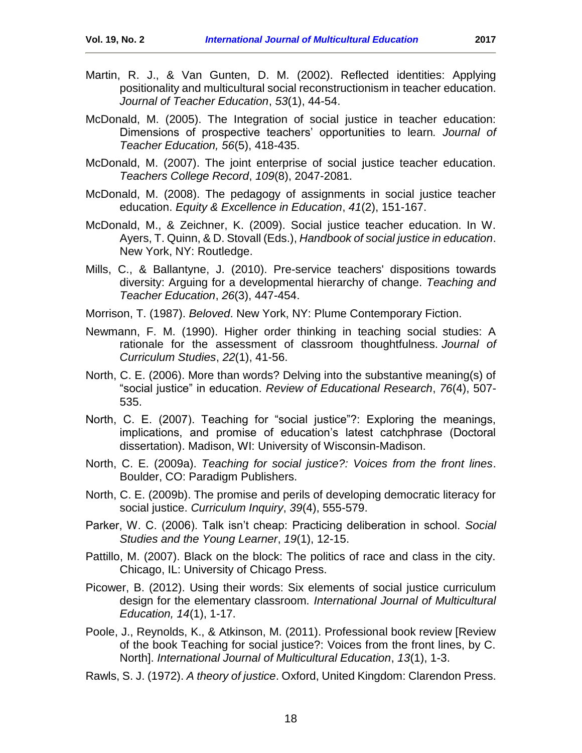Martin, R. J., & Van Gunten, D. M. (2002). Reflected identities: Applying positionality and multicultural social reconstructionism in teacher education. *Journal of Teacher Education*, *53*(1), 44-54.

McDonald, M. (2005). The Integration of social justice in teacher education: Dimensions of prospective teachers' opportunities to learn*. Journal of Teacher Education, 56*(5), 418-435.

McDonald, M. (2007). The joint enterprise of social justice teacher education. *Teachers College Record*, *109*(8), 2047-2081.

McDonald, M. (2008). The pedagogy of assignments in social justice teacher education. *Equity & Excellence in Education*, *41*(2), 151-167.

McDonald, M., & Zeichner, K. (2009). Social justice teacher education. In W. Ayers, T. Quinn, & D. Stovall (Eds.), *Handbook of social justice in education*. New York, NY: Routledge.

Mills, C., & Ballantyne, J. (2010). Pre-service teachers' dispositions towards diversity: Arguing for a developmental hierarchy of change. *Teaching and Teacher Education*, *26*(3), 447-454.

Morrison, T. (1987). *Beloved*. New York, NY: Plume Contemporary Fiction.

Newmann, F. M. (1990). Higher order thinking in teaching social studies: A rationale for the assessment of classroom thoughtfulness. *Journal of Curriculum Studies*, *22*(1), 41-56.

North, C. E. (2006). More than words? Delving into the substantive meaning(s) of "social justice" in education. *Review of Educational Research*, *76*(4), 507-535.

North, C. E. (2007). Teaching for "social justice"?: Exploring the meanings, implications, and promise of education's latest catchphrase (Doctoral dissertation). Madison, WI: University of Wisconsin-Madison.

North, C. E. (2009a). *Teaching for social justice?: Voices from the front lines*. Boulder, CO: Paradigm Publishers.

North, C. E. (2009b). The promise and perils of developing democratic literacy for social justice. *Curriculum Inquiry*, *39*(4), 555-579.

Parker, W. C. (2006). Talk isn't cheap: Practicing deliberation in school. *Social Studies and the Young Learner*, *19*(1), 12-15.

Pattillo, M. (2007). Black on the block: The politics of race and class in the city. Chicago, IL: University of Chicago Press.

Picower, B. (2012). Using their words: Six elements of social justice curriculum design for the elementary classroom. *International Journal of Multicultural Education, 14*(1), 1-17.

Poole, J., Reynolds, K., & Atkinson, M. (2011). Professional book review [Review of the book Teaching for social justice?: Voices from the front lines, by C. North]. *International Journal of Multicultural Education*, *13*(1), 1-3.

Rawls, S. J. (1972). *A theory of justice*. Oxford, United Kingdom: Clarendon Press.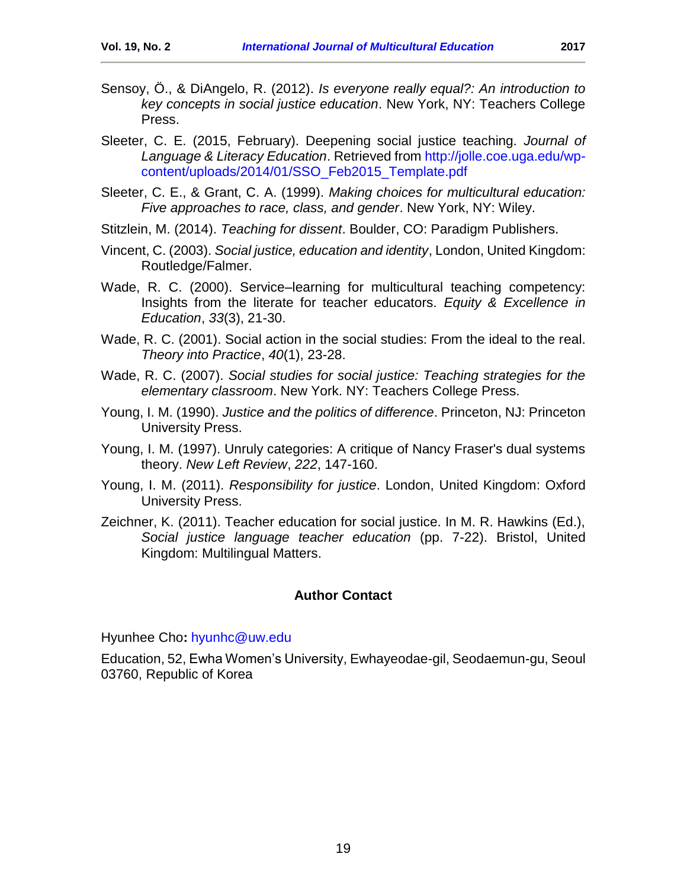Sensoy, Ö., & DiAngelo, R. (2012). *Is everyone really equal?: An introduction to key concepts in social justice education*. New York, NY: Teachers College Press.

Sleeter, C. E. (2015, February). Deepening social justice teaching. *Journal of Language & Literacy Education*. Retrieved from http://jolle.coe.uga.edu/wp-content/uploads/2014/01/SSO_Feb2015_Template.pdf

Sleeter, C. E., & Grant, C. A. (1999). *Making choices for multicultural education: Five approaches to race, class, and gender*. New York, NY: Wiley.

Stitzlein, M. (2014). *Teaching for dissent*. Boulder, CO: Paradigm Publishers.

Vincent, C. (2003). *Social justice, education and identity*, London, United Kingdom: Routledge/Falmer.

Wade, R. C. (2000). Service–learning for multicultural teaching competency: Insights from the literate for teacher educators. *Equity & Excellence in Education*, *33*(3), 21-30.

Wade, R. C. (2001). Social action in the social studies: From the ideal to the real. *Theory into Practice*, *40*(1), 23-28.

Wade, R. C. (2007). *Social studies for social justice: Teaching strategies for the elementary classroom*. New York. NY: Teachers College Press.

Young, I. M. (1990). *Justice and the politics of difference*. Princeton, NJ: Princeton University Press.

Young, I. M. (1997). Unruly categories: A critique of Nancy Fraser's dual systems theory. *New Left Review*, *222*, 147-160.

Young, I. M. (2011). *Responsibility for justice*. London, United Kingdom: Oxford University Press.

Zeichner, K. (2011). Teacher education for social justice. In M. R. Hawkins (Ed.), *Social justice language teacher education* (pp. 7-22). Bristol, United Kingdom: Multilingual Matters.

## Author Contact

Hyunhee Cho**:** hyunhc@uw.edu

Education, 52, Ewha Women's University, Ewhayeodae-gil, Seodaemun-gu, Seoul 03760, Republic of Korea